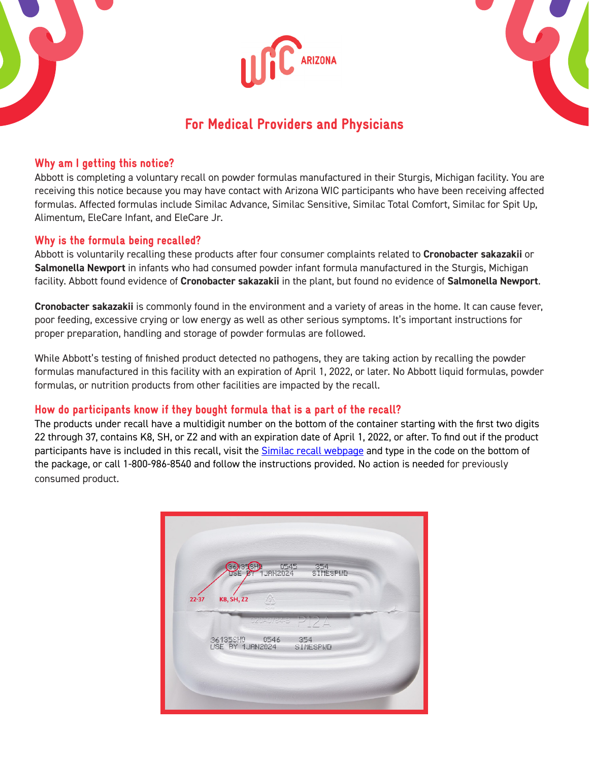# For Medical Providers and Physicians

## Why am I getting this notice?

Abbott is completing a voluntary recall on powder formulas manufactured in their Sturgis, Michigan facility. You are receiving this notice because you may have contact with Arizona WIC participants who have been receiving affected formulas. Affected formulas include Similac Advance, Similac Sensitive, Similac Total Comfort, Similac for Spit Up, Alimentum, EleCare Infant, and EleCare Jr.

## Why is the formula being recalled?

Abbott is voluntarily recalling these products after four consumer complaints related to **Cronobacter sakazakii** or **Salmonella Newport** in infants who had consumed powder infant formula manufactured in the Sturgis, Michigan facility. Abbott found evidence of **Cronobacter sakazakii** in the plant, but found no evidence of **Salmonella Newport**.

**Cronobacter sakazakii** is commonly found in the environment and a variety of areas in the home. It can cause fever, poor feeding, excessive crying or low energy as well as other serious symptoms. It's important instructions for proper preparation, handling and storage of powder formulas are followed.

While Abbott's testing of finished product detected no pathogens, they are taking action by recalling the powder formulas manufactured in this facility with an expiration of April 1, 2022, or later. No Abbott liquid formulas, powder formulas, or nutrition products from other facilities are impacted by the recall.

## How do participants know if they bought formula that is a part of the recall?

The products under recall have a multidigit number on the bottom of the container starting with the first two digits 22 through 37, contains K8, SH, or Z2 and with an expiration date of April 1, 2022, or after. To find out if the product participants have is included in this recall, visit the Similac recall webpage and type in the code on the bottom of the package, or call 1-800-986-8540 and follow the instructions provided. No action is needed for previously consumed product.

22-37

K8, SH, Z2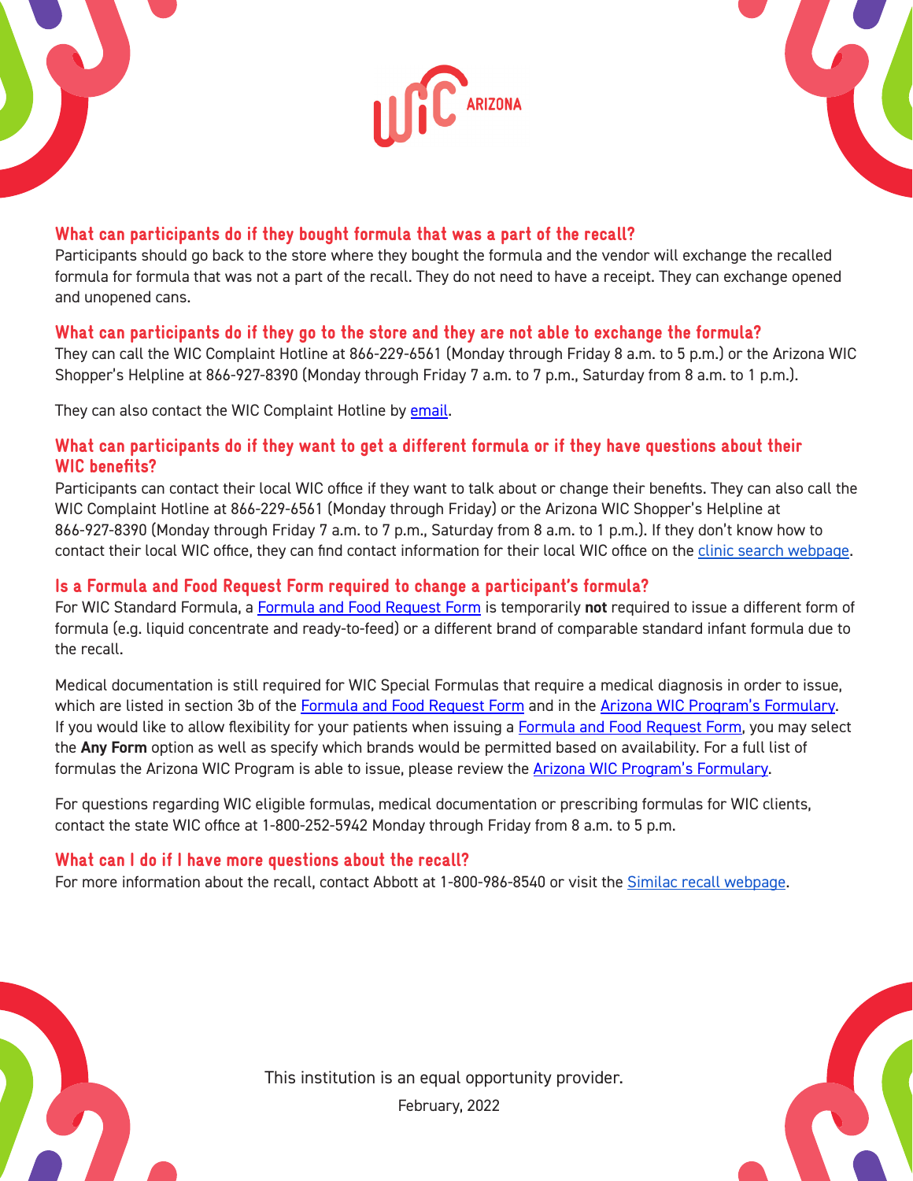## What can participants do if they bought formula that was a part of the recall?

Participants should go back to the store where they bought the formula and the vendor will exchange the recalled formula for formula that was not a part of the recall. They do not need to have a receipt. They can exchange opened and unopened cans.

## What can participants do if they go to the store and they are not able to exchange the formula?

They can call the WIC Complaint Hotline at 866-229-6561 (Monday through Friday 8 a.m. to 5 p.m.) or the Arizona WIC Shopper's Helpline at 866-927-8390 (Monday through Friday 7 a.m. to 7 p.m., Saturday from 8 a.m. to 1 p.m.).

They can also contact the WIC Complaint Hotline by email.

## What can participants do if they want to get a different formula or if they have questions about their WIC benefits?

Participants can contact their local WIC office if they want to talk about or change their benefits. They can also call the WIC Complaint Hotline at 866-229-6561 (Monday through Friday) or the Arizona WIC Shopper's Helpline at 866-927-8390 (Monday through Friday 7 a.m. to 7 p.m., Saturday from 8 a.m. to 1 p.m.). If they don't know how to contact their local WIC office, they can find contact information for their local WIC office on the clinic search webpage.

## Is a Formula and Food Request Form required to change a participant's formula?

For WIC Standard Formula, a Formula and Food Request Form is temporarily **not** required to issue a different form of formula (e.g. liquid concentrate and ready-to-feed) or a different brand of comparable standard infant formula due to the recall.

Medical documentation is still required for WIC Special Formulas that require a medical diagnosis in order to issue, which are listed in section 3b of the Formula and Food Request Form and in the Arizona WIC Program's Formulary. If you would like to allow flexibility for your patients when issuing a Formula and Food Request Form, you may select the **Any Form** option as well as specify which brands would be permitted based on availability. For a full list of formulas the Arizona WIC Program is able to issue, please review the Arizona WIC Program's Formulary.

For questions regarding WIC eligible formulas, medical documentation or prescribing formulas for WIC clients, contact the state WIC office at 1-800-252-5942 Monday through Friday from 8 a.m. to 5 p.m.

## What can I do if I have more questions about the recall?

For more information about the recall, contact Abbott at 1-800-986-8540 or visit the Similac recall webpage.

This institution is an equal opportunity provider.

February, 2022